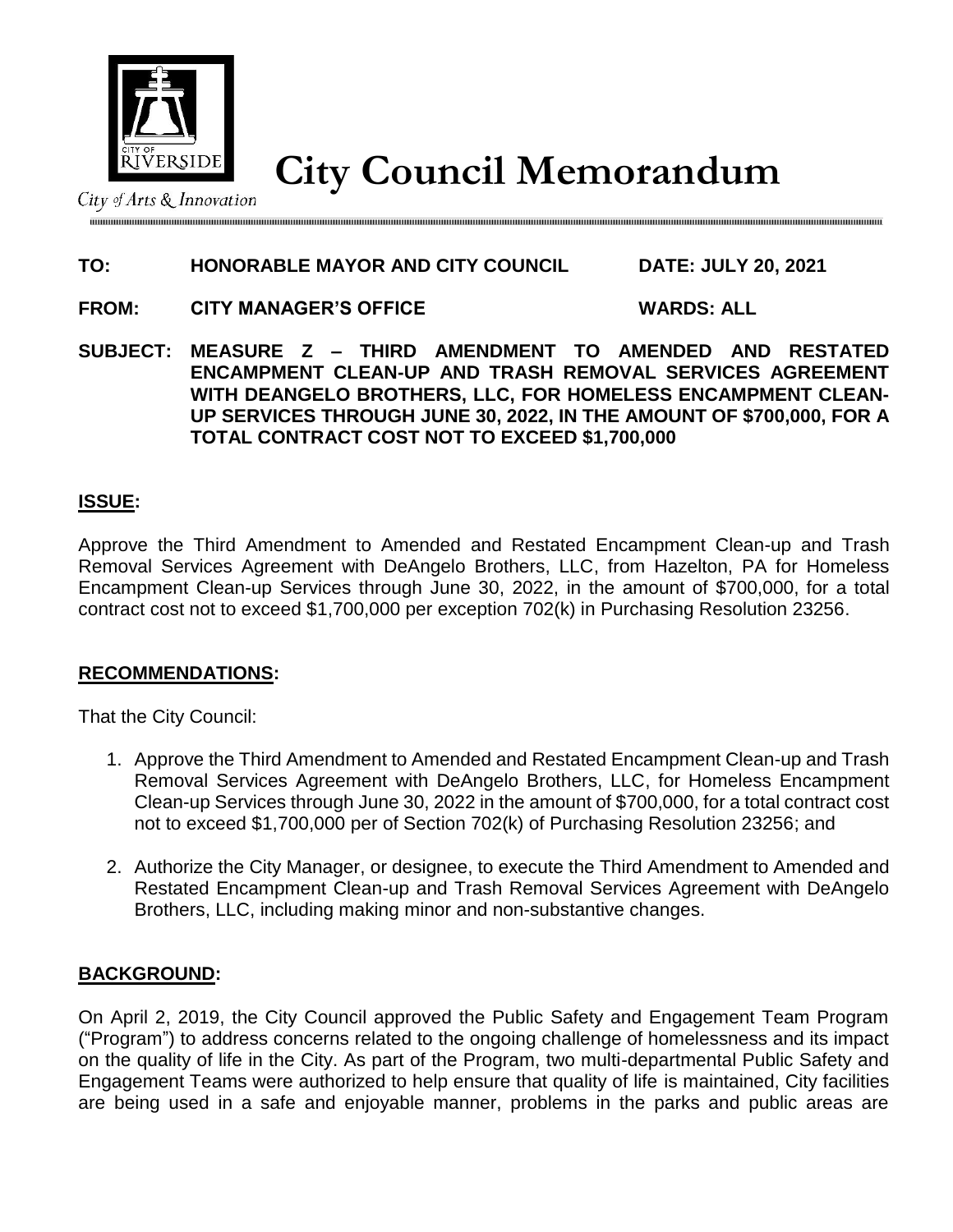City of Arts & Innovation

# City Council Memorandum

**TO: HONORABLE MAYOR AND CITY COUNCIL** **DATE: JULY 20, 2021**

**FROM: CITY MANAGER'S OFFICE** **WARDS: ALL**

**SUBJECT: MEASURE Z – THIRD AMENDMENT TO AMENDED AND RESTATED ENCAMPMENT CLEAN-UP AND TRASH REMOVAL SERVICES AGREEMENT WITH DEANGELO BROTHERS, LLC, FOR HOMELESS ENCAMPMENT CLEAN-UP SERVICES THROUGH JUNE 30, 2022, IN THE AMOUNT OF $700,000, FOR A TOTAL CONTRACT COST NOT TO EXCEED $1,700,000**

## ISSUE:

Approve the Third Amendment to Amended and Restated Encampment Clean-up and Trash Removal Services Agreement with DeAngelo Brothers, LLC, from Hazelton, PA for Homeless Encampment Clean-up Services through June 30, 2022, in the amount of $700,000, for a total contract cost not to exceed $1,700,000 per exception 702(k) in Purchasing Resolution 23256.

## RECOMMENDATIONS:

That the City Council:

1. Approve the Third Amendment to Amended and Restated Encampment Clean-up and Trash Removal Services Agreement with DeAngelo Brothers, LLC, for Homeless Encampment Clean-up Services through June 30, 2022 in the amount of $700,000, for a total contract cost not to exceed $1,700,000 per of Section 702(k) of Purchasing Resolution 23256; and

2. Authorize the City Manager, or designee, to execute the Third Amendment to Amended and Restated Encampment Clean-up and Trash Removal Services Agreement with DeAngelo Brothers, LLC, including making minor and non-substantive changes.

## BACKGROUND:

On April 2, 2019, the City Council approved the Public Safety and Engagement Team Program ("Program") to address concerns related to the ongoing challenge of homelessness and its impact on the quality of life in the City. As part of the Program, two multi-departmental Public Safety and Engagement Teams were authorized to help ensure that quality of life is maintained, City facilities are being used in a safe and enjoyable manner, problems in the parks and public areas are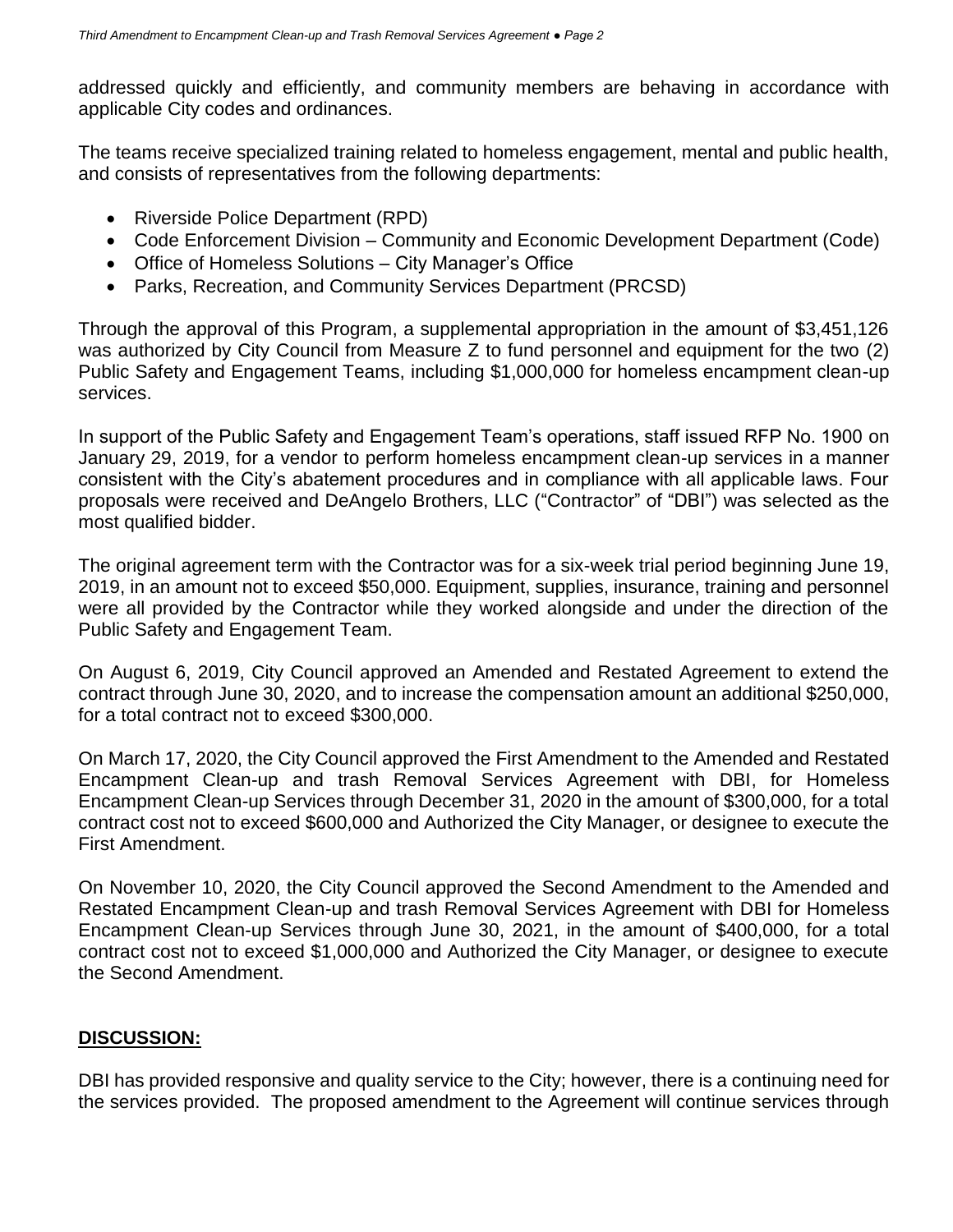addressed quickly and efficiently, and community members are behaving in accordance with applicable City codes and ordinances.

The teams receive specialized training related to homeless engagement, mental and public health, and consists of representatives from the following departments:

- Riverside Police Department (RPD)
- Code Enforcement Division – Community and Economic Development Department (Code)
- Office of Homeless Solutions – City Manager's Office
- Parks, Recreation, and Community Services Department (PRCSD)

Through the approval of this Program, a supplemental appropriation in the amount of $3,451,126 was authorized by City Council from Measure Z to fund personnel and equipment for the two (2) Public Safety and Engagement Teams, including $1,000,000 for homeless encampment clean-up services.

In support of the Public Safety and Engagement Team's operations, staff issued RFP No. 1900 on January 29, 2019, for a vendor to perform homeless encampment clean-up services in a manner consistent with the City's abatement procedures and in compliance with all applicable laws. Four proposals were received and DeAngelo Brothers, LLC ("Contractor" of "DBI") was selected as the most qualified bidder.

The original agreement term with the Contractor was for a six-week trial period beginning June 19, 2019, in an amount not to exceed $50,000. Equipment, supplies, insurance, training and personnel were all provided by the Contractor while they worked alongside and under the direction of the Public Safety and Engagement Team.

On August 6, 2019, City Council approved an Amended and Restated Agreement to extend the contract through June 30, 2020, and to increase the compensation amount an additional $250,000, for a total contract not to exceed $300,000.

On March 17, 2020, the City Council approved the First Amendment to the Amended and Restated Encampment Clean-up and trash Removal Services Agreement with DBI, for Homeless Encampment Clean-up Services through December 31, 2020 in the amount of $300,000, for a total contract cost not to exceed $600,000 and Authorized the City Manager, or designee to execute the First Amendment.

On November 10, 2020, the City Council approved the Second Amendment to the Amended and Restated Encampment Clean-up and trash Removal Services Agreement with DBI for Homeless Encampment Clean-up Services through June 30, 2021, in the amount of $400,000, for a total contract cost not to exceed $1,000,000 and Authorized the City Manager, or designee to execute the Second Amendment.

## **DISCUSSION:**

DBI has provided responsive and quality service to the City; however, there is a continuing need for the services provided. The proposed amendment to the Agreement will continue services through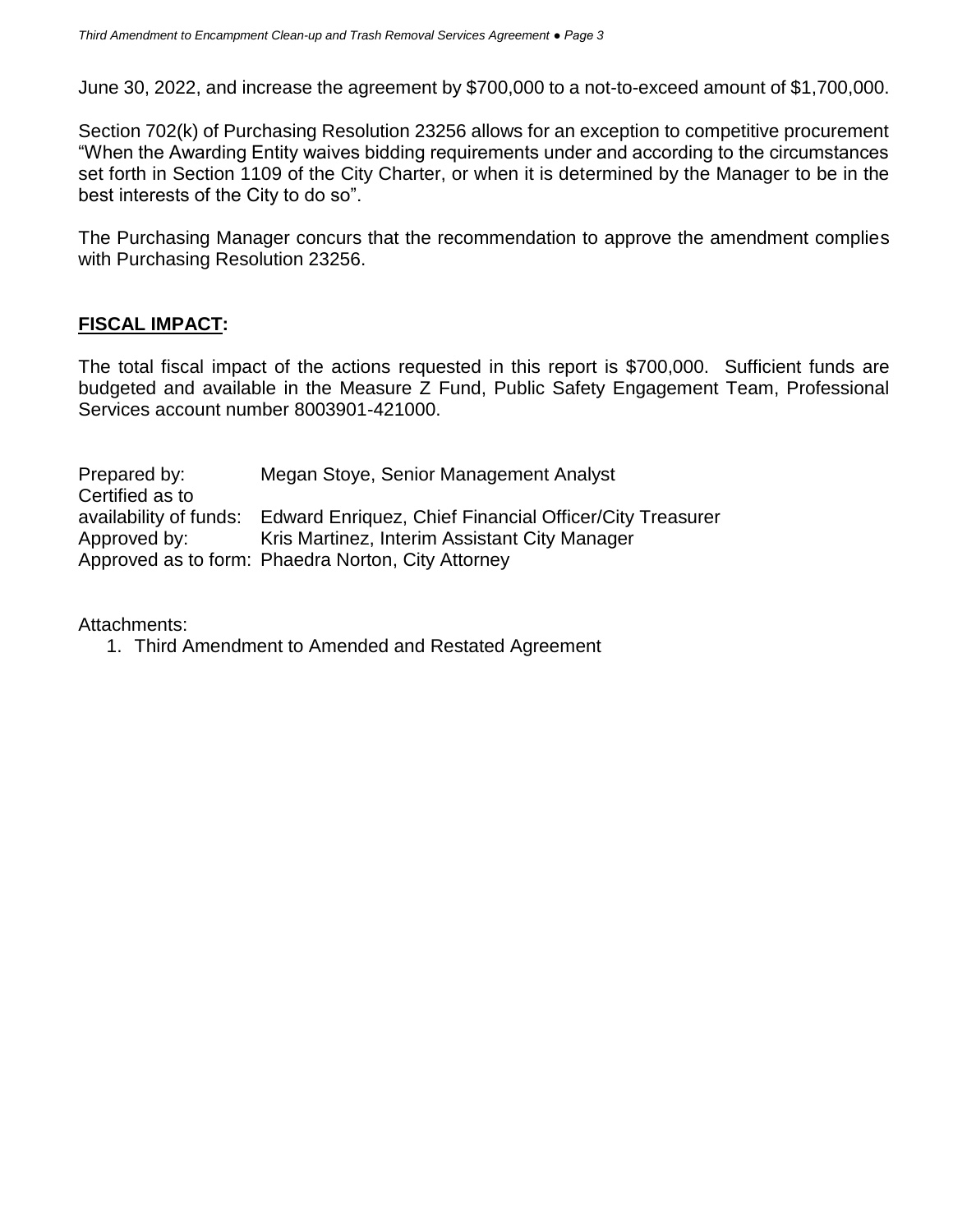June 30, 2022, and increase the agreement by $700,000 to a not-to-exceed amount of $1,700,000.

Section 702(k) of Purchasing Resolution 23256 allows for an exception to competitive procurement "When the Awarding Entity waives bidding requirements under and according to the circumstances set forth in Section 1109 of the City Charter, or when it is determined by the Manager to be in the best interests of the City to do so".

The Purchasing Manager concurs that the recommendation to approve the amendment complies with Purchasing Resolution 23256.

## **FISCAL IMPACT:**

The total fiscal impact of the actions requested in this report is $700,000. Sufficient funds are budgeted and available in the Measure Z Fund, Public Safety Engagement Team, Professional Services account number 8003901-421000.

| | |
|---|---|
| Prepared by: | Megan Stoye, Senior Management Analyst |
| Certified as to availability of funds: | Edward Enriquez, Chief Financial Officer/City Treasurer |
| Approved by: | Kris Martinez, Interim Assistant City Manager |
| Approved as to form: | Phaedra Norton, City Attorney |

Attachments:

1. Third Amendment to Amended and Restated Agreement